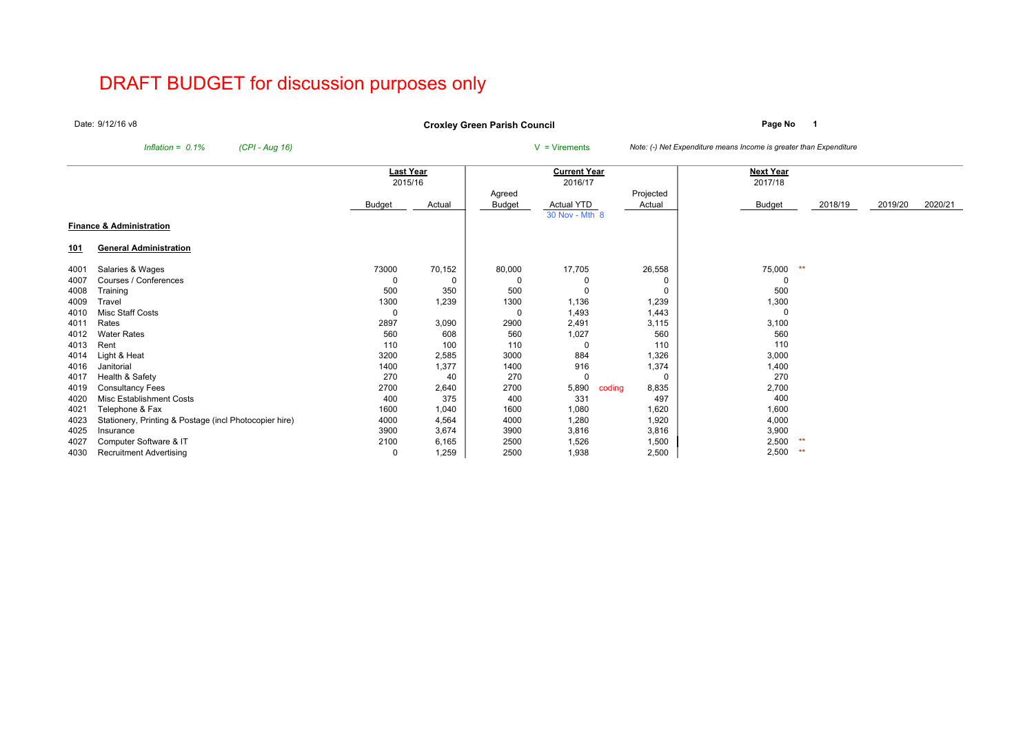# DRAFT BUDGET for discussion purposes only

Date: 9/12/16 v8

**Croxley Green Parish Council**

*Inflation = 0.1%* *(CPI - Aug 16)*

V = Virements

*Note: (-) Net Expenditure means Income is greater than Expenditure*

| | | Last Year 2015/16 | | Current Year 2016/17 | | | | Next Year 2017/18 | | | | |
|---|---|---|---|---|---|---|---|---|---|---|---|---|
| | | Budget | Actual | Agreed Budget | Actual YTD 30 Nov - Mth 8 | | Projected Actual | Budget | | 2018/19 | 2019/20 | 2020/21 |
| **Finance & Administration** | | | | | | | | | | | | |
| **101** | **General Administration** | | | | | | | | | | | |
| 4001 | Salaries & Wages | 73000 | 70,152 | 80,000 | 17,705 | | 26,558 | 75,000 | ** | | | |
| 4007 | Courses / Conferences | 0 | 0 | 0 | 0 | | 0 | 0 | | | | |
| 4008 | Training | 500 | 350 | 500 | 0 | | 0 | 500 | | | | |
| 4009 | Travel | 1300 | 1,239 | 1300 | 1,136 | | 1,239 | 1,300 | | | | |
| 4010 | Misc Staff Costs | 0 | | 0 | 1,493 | | 1,443 | 0 | | | | |
| 4011 | Rates | 2897 | 3,090 | 2900 | 2,491 | | 3,115 | 3,100 | | | | |
| 4012 | Water Rates | 560 | 608 | 560 | 1,027 | | 560 | 560 | | | | |
| 4013 | Rent | 110 | 100 | 110 | 0 | | 110 | 110 | | | | |
| 4014 | Light & Heat | 3200 | 2,585 | 3000 | 884 | | 1,326 | 3,000 | | | | |
| 4016 | Janitorial | 1400 | 1,377 | 1400 | 916 | | 1,374 | 1,400 | | | | |
| 4017 | Health & Safety | 270 | 40 | 270 | 0 | | 0 | 270 | | | | |
| 4019 | Consultancy Fees | 2700 | 2,640 | 2700 | 5,890 | coding | 8,835 | 2,700 | | | | |
| 4020 | Misc Establishment Costs | 400 | 375 | 400 | 331 | | 497 | 400 | | | | |
| 4021 | Telephone & Fax | 1600 | 1,040 | 1600 | 1,080 | | 1,620 | 1,600 | | | | |
| 4023 | Stationery, Printing & Postage (incl Photocopier hire) | 4000 | 4,564 | 4000 | 1,280 | | 1,920 | 4,000 | | | | |
| 4025 | Insurance | 3900 | 3,674 | 3900 | 3,816 | | 3,816 | 3,900 | | | | |
| 4027 | Computer Software & IT | 2100 | 6,165 | 2500 | 1,526 | | 1,500 | 2,500 | ** | | | |
| 4030 | Recruitment Advertising | 0 | 1,259 | 2500 | 1,938 | | 2,500 | 2,500 | ** | | | |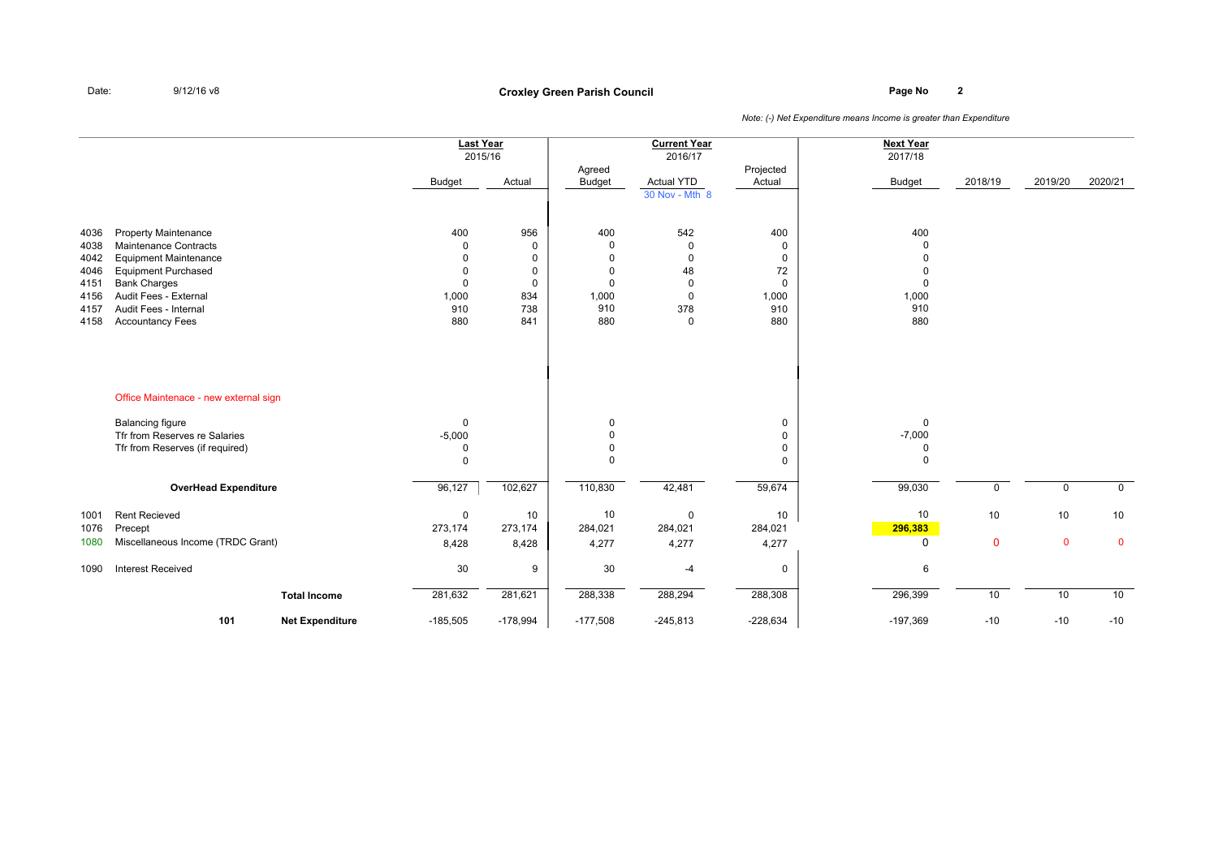**Croxley Green Parish Council**

Date: 9/12/16 v8

*Note: (-) Net Expenditure means Income is greater than Expenditure*

| | | Last Year 2015/16 Budget | Last Year 2015/16 Actual | Current Year 2016/17 Agreed Budget | Current Year 2016/17 Actual YTD 30 Nov - Mth 8 | Current Year 2016/17 Projected Actual | Next Year 2017/18 Budget | 2018/19 | 2019/20 | 2020/21 |
|---|---|---|---|---|---|---|---|---|---|---|
| 4036 | Property Maintenance | 400 | 956 | 400 | 542 | 400 | 400 | | | |
| 4038 | Maintenance Contracts | 0 | 0 | 0 | 0 | 0 | 0 | | | |
| 4042 | Equipment Maintenance | 0 | 0 | 0 | 0 | 0 | 0 | | | |
| 4046 | Equipment Purchased | 0 | 0 | 0 | 48 | 72 | 0 | | | |
| 4151 | Bank Charges | 0 | 0 | 0 | 0 | 0 | 0 | | | |
| 4156 | Audit Fees - External | 1,000 | 834 | 1,000 | 0 | 1,000 | 1,000 | | | |
| 4157 | Audit Fees - Internal | 910 | 738 | 910 | 378 | 910 | 910 | | | |
| 4158 | Accountancy Fees | 880 | 841 | 880 | 0 | 880 | 880 | | | |
| | Office Maintenace - new external sign | | | | | | | | | |
| | Balancing figure | 0 | | 0 | | 0 | 0 | | | |
| | Tfr from Reserves re Salaries | -5,000 | | 0 | | 0 | -7,000 | | | |
| | Tfr from Reserves (if required) | 0 | | 0 | | 0 | 0 | | | |
| | | 0 | | 0 | | 0 | 0 | | | |
| | **OverHead Expenditure** | 96,127 | 102,627 | 110,830 | 42,481 | 59,674 | 99,030 | 0 | 0 | 0 |
| 1001 | Rent Recieved | 0 | 10 | 10 | 0 | 10 | 10 | 10 | 10 | 10 |
| 1076 | Precept | 273,174 | 273,174 | 284,021 | 284,021 | 284,021 | **296,383** | | | |
| 1080 | Miscellaneous Income (TRDC Grant) | 8,428 | 8,428 | 4,277 | 4,277 | 4,277 | 0 | 0 | 0 | 0 |
| 1090 | Interest Received | 30 | 9 | 30 | -4 | 0 | 6 | | | |
| | **Total Income** | 281,632 | 281,621 | 288,338 | 288,294 | 288,308 | 296,399 | 10 | 10 | 10 |
| **101** | **Net Expenditure** | -185,505 | -178,994 | -177,508 | -245,813 | -228,634 | -197,369 | -10 | -10 | -10 |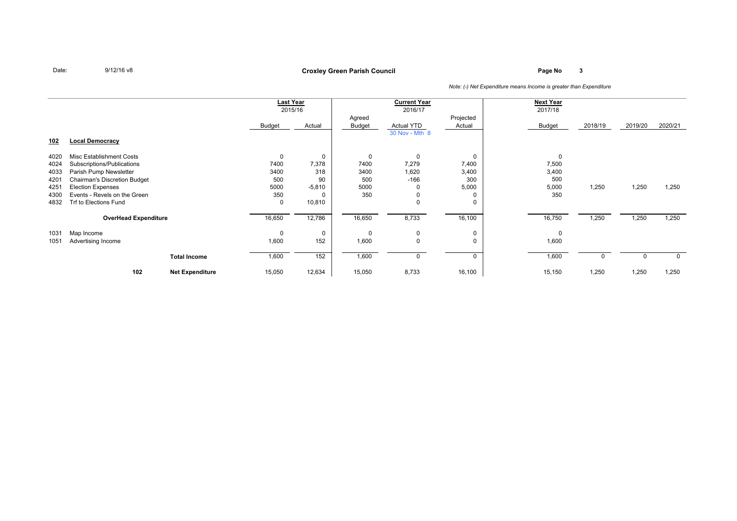Date: 9/12/16 v8

**Croxley Green Parish Council**

*Note: (-) Net Expenditure means Income is greater than Expenditure*

| | | Last Year 2015/16 | | Current Year 2016/17 | | | Next Year 2017/18 | | | |
|---|---|---|---|---|---|---|---|---|---|---|
| | | Budget | Actual | Agreed Budget | Actual YTD 30 Nov - Mth 8 | Projected Actual | Budget | 2018/19 | 2019/20 | 2020/21 |
| **102** | **Local Democracy** | | | | | | | | | |
| 4020 | Misc Establishment Costs | 0 | 0 | 0 | 0 | 0 | 0 | | | |
| 4024 | Subscriptions/Publications | 7400 | 7,378 | 7400 | 7,279 | 7,400 | 7,500 | | | |
| 4033 | Parish Pump Newsletter | 3400 | 318 | 3400 | 1,620 | 3,400 | 3,400 | | | |
| 4201 | Chairman's Discretion Budget | 500 | 90 | 500 | -166 | 300 | 500 | | | |
| 4251 | Election Expenses | 5000 | -5,810 | 5000 | 0 | 5,000 | 5,000 | 1,250 | 1,250 | 1,250 |
| 4300 | Events - Revels on the Green | 350 | 0 | 350 | 0 | 0 | 350 | | | |
| 4832 | Trf to Elections Fund | 0 | 10,810 | | 0 | 0 | | | | |
| | **OverHead Expenditure** | 16,650 | 12,786 | 16,650 | 8,733 | 16,100 | 16,750 | 1,250 | 1,250 | 1,250 |
| 1031 | Map Income | 0 | 0 | 0 | 0 | 0 | 0 | | | |
| 1051 | Advertising Income | 1,600 | 152 | 1,600 | 0 | 0 | 1,600 | | | |
| | **Total Income** | 1,600 | 152 | 1,600 | 0 | 0 | 1,600 | 0 | 0 | 0 |
| 102 | **Net Expenditure** | 15,050 | 12,634 | 15,050 | 8,733 | 16,100 | 15,150 | 1,250 | 1,250 | 1,250 |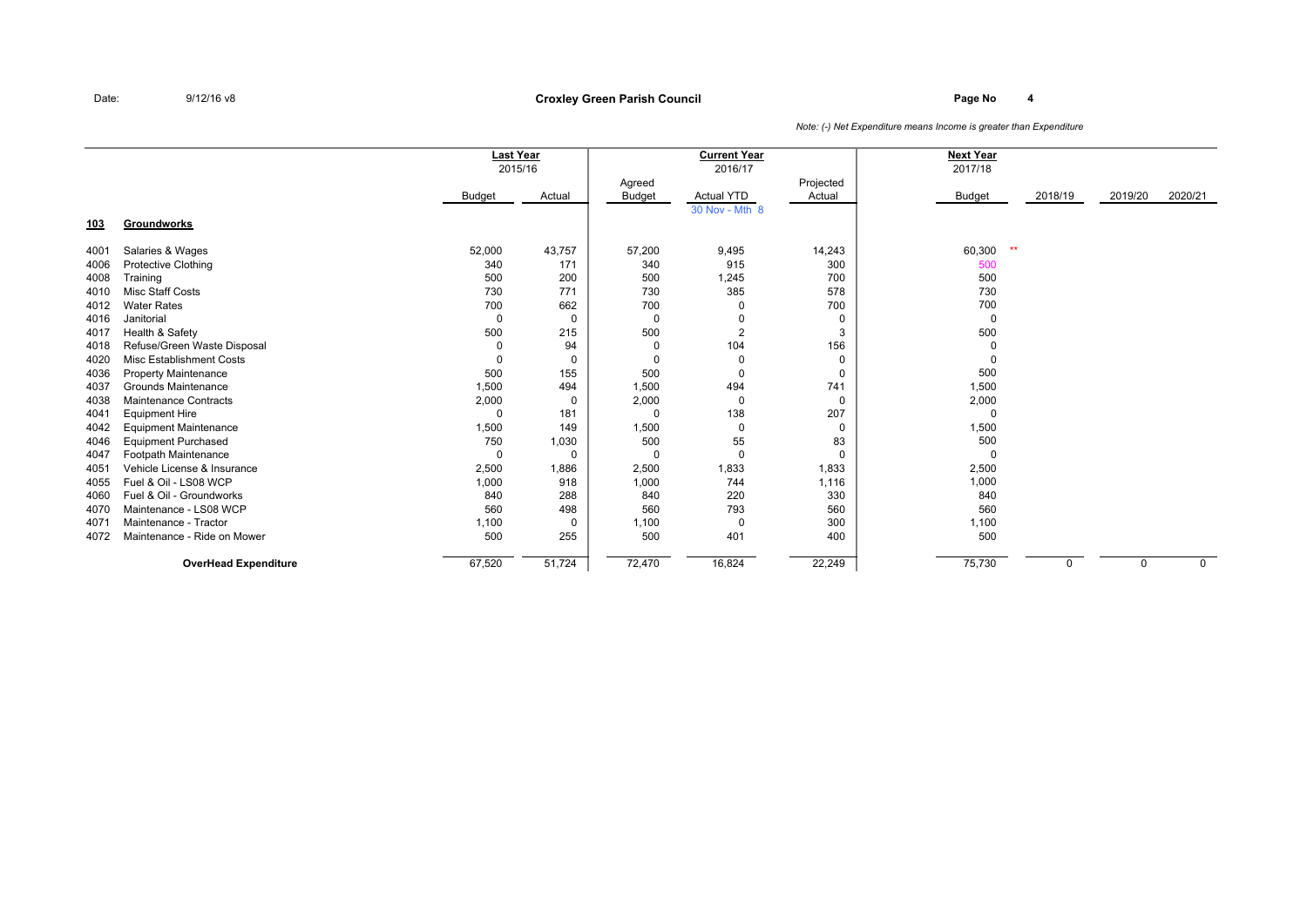Date: 9/12/16 v8

**Croxley Green Parish Council**

Page No 4

*Note: (-) Net Expenditure means Income is greater than Expenditure*

| | | Last Year 2015/16 | | Current Year 2016/17 | | | Next Year 2017/18 | | | |
|---|---|---|---|---|---|---|---|---|---|---|
| | | Budget | Actual | Agreed Budget | Actual YTD 30 Nov - Mth 8 | Projected Actual | Budget | 2018/19 | 2019/20 | 2020/21 |
| **103** | **Groundworks** | | | | | | | | | |
| 4001 | Salaries & Wages | 52,000 | 43,757 | 57,200 | 9,495 | 14,243 | 60,300 ** | | | |
| 4006 | Protective Clothing | 340 | 171 | 340 | 915 | 300 | 500 | | | |
| 4008 | Training | 500 | 200 | 500 | 1,245 | 700 | 500 | | | |
| 4010 | Misc Staff Costs | 730 | 771 | 730 | 385 | 578 | 730 | | | |
| 4012 | Water Rates | 700 | 662 | 700 | 0 | 700 | 700 | | | |
| 4016 | Janitorial | 0 | 0 | 0 | 0 | 0 | 0 | | | |
| 4017 | Health & Safety | 500 | 215 | 500 | 2 | 3 | 500 | | | |
| 4018 | Refuse/Green Waste Disposal | 0 | 94 | 0 | 104 | 156 | 0 | | | |
| 4020 | Misc Establishment Costs | 0 | 0 | 0 | 0 | 0 | 0 | | | |
| 4036 | Property Maintenance | 500 | 155 | 500 | 0 | 0 | 500 | | | |
| 4037 | Grounds Maintenance | 1,500 | 494 | 1,500 | 494 | 741 | 1,500 | | | |
| 4038 | Maintenance Contracts | 2,000 | 0 | 2,000 | 0 | 0 | 2,000 | | | |
| 4041 | Equipment Hire | 0 | 181 | 0 | 138 | 207 | 0 | | | |
| 4042 | Equipment Maintenance | 1,500 | 149 | 1,500 | 0 | 0 | 1,500 | | | |
| 4046 | Equipment Purchased | 750 | 1,030 | 500 | 55 | 83 | 500 | | | |
| 4047 | Footpath Maintenance | 0 | 0 | 0 | 0 | 0 | 0 | | | |
| 4051 | Vehicle License & Insurance | 2,500 | 1,886 | 2,500 | 1,833 | 1,833 | 2,500 | | | |
| 4055 | Fuel & Oil - LS08 WCP | 1,000 | 918 | 1,000 | 744 | 1,116 | 1,000 | | | |
| 4060 | Fuel & Oil - Groundworks | 840 | 288 | 840 | 220 | 330 | 840 | | | |
| 4070 | Maintenance - LS08 WCP | 560 | 498 | 560 | 793 | 560 | 560 | | | |
| 4071 | Maintenance - Tractor | 1,100 | 0 | 1,100 | 0 | 300 | 1,100 | | | |
| 4072 | Maintenance - Ride on Mower | 500 | 255 | 500 | 401 | 400 | 500 | | | |
| | **OverHead Expenditure** | 67,520 | 51,724 | 72,470 | 16,824 | 22,249 | 75,730 | 0 | 0 | 0 |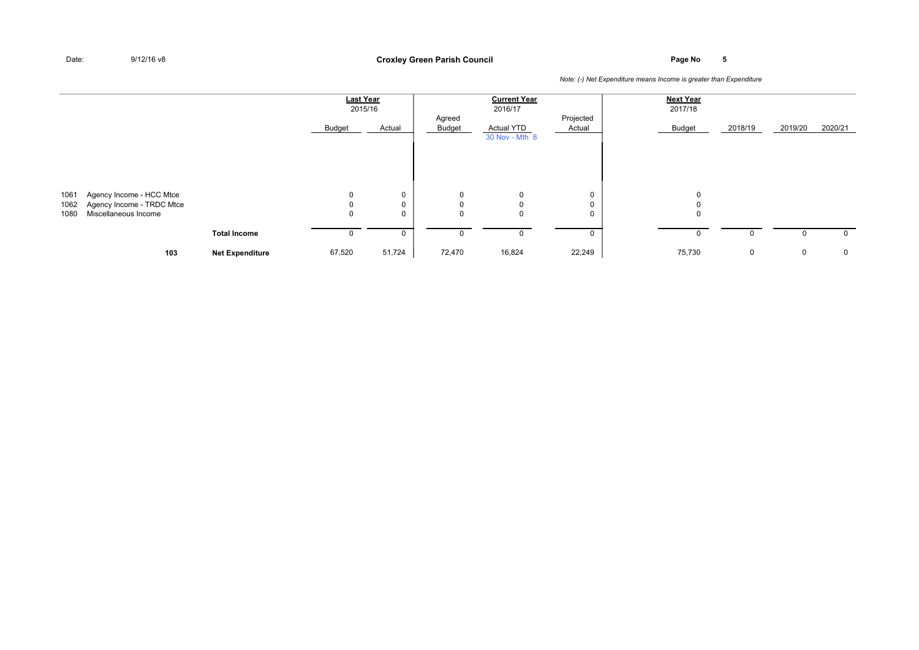Date: 9/12/16 v8

**Croxley Green Parish Council**

*Note: (-) Net Expenditure means Income is greater than Expenditure*

| | | | **Last Year** 2015/16 | | **Current Year** 2016/17 | | | **Next Year** 2017/18 | | | |
|---|---|---|---|---|---|---|---|---|---|---|---|
| | | | Budget | Actual | Agreed Budget | Actual YTD 30 Nov - Mth 8 | Projected Actual | Budget | 2018/19 | 2019/20 | 2020/21 |
| 1061 | Agency Income - HCC Mtce | | 0 | 0 | 0 | 0 | 0 | 0 | | | |
| 1062 | Agency Income - TRDC Mtce | | 0 | 0 | 0 | 0 | 0 | 0 | | | |
| 1080 | Miscellaneous Income | | 0 | 0 | 0 | 0 | 0 | 0 | | | |
| | | **Total Income** | 0 | 0 | 0 | 0 | 0 | 0 | 0 | 0 | 0 |
| | **103** | **Net Expenditure** | 67,520 | 51,724 | 72,470 | 16,824 | 22,249 | 75,730 | 0 | 0 | 0 |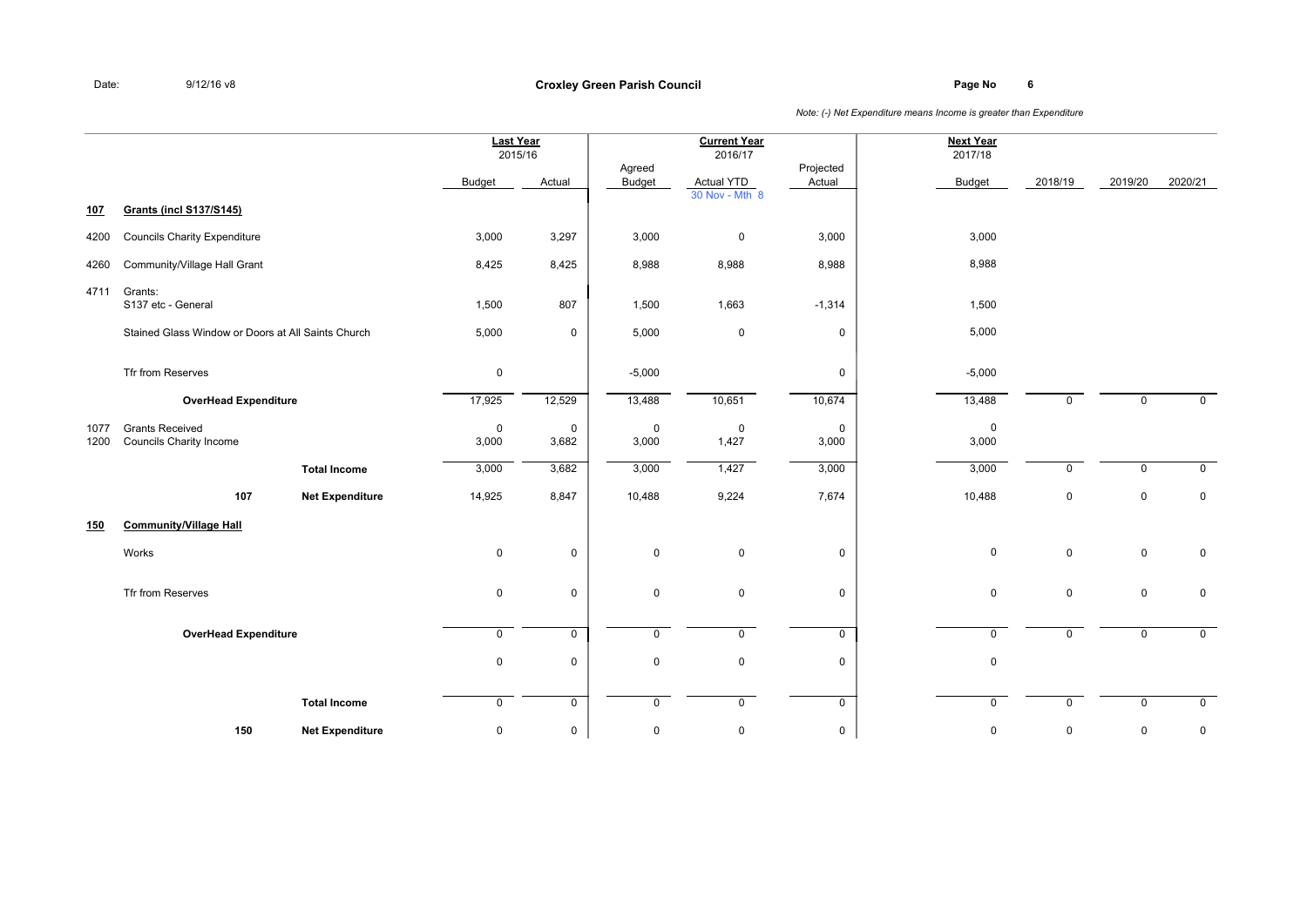Date: 9/12/16 v8

**Croxley Green Parish Council**

*Note: (-) Net Expenditure means Income is greater than Expenditure*

| | | | Last Year 2015/16 | | Current Year 2016/17 | | | Next Year 2017/18 | | | |
|---|---|---|---|---|---|---|---|---|---|---|---|
| | | | Budget | Actual | Agreed Budget | Actual YTD 30 Nov - Mth 8 | Projected Actual | Budget | 2018/19 | 2019/20 | 2020/21 |
| **107** | **Grants (incl S137/S145)** | | | | | | | | | | |
| 4200 | Councils Charity Expenditure | | 3,000 | 3,297 | 3,000 | 0 | 3,000 | 3,000 | | | |
| 4260 | Community/Village Hall Grant | | 8,425 | 8,425 | 8,988 | 8,988 | 8,988 | 8,988 | | | |
| 4711 | Grants: S137 etc - General | | 1,500 | 807 | 1,500 | 1,663 | -1,314 | 1,500 | | | |
| | Stained Glass Window or Doors at All Saints Church | | 5,000 | 0 | 5,000 | 0 | 0 | 5,000 | | | |
| | Tfr from Reserves | | 0 | | -5,000 | | 0 | -5,000 | | | |
| | **OverHead Expenditure** | | 17,925 | 12,529 | 13,488 | 10,651 | 10,674 | 13,488 | 0 | 0 | 0 |
| 1077 | Grants Received | | 0 | 0 | 0 | 0 | 0 | 0 | | | |
| 1200 | Councils Charity Income | | 3,000 | 3,682 | 3,000 | 1,427 | 3,000 | 3,000 | | | |
| | | **Total Income** | 3,000 | 3,682 | 3,000 | 1,427 | 3,000 | 3,000 | 0 | 0 | 0 |
| | **107** | **Net Expenditure** | 14,925 | 8,847 | 10,488 | 9,224 | 7,674 | 10,488 | 0 | 0 | 0 |
| **150** | **Community/Village Hall** | | | | | | | | | | |
| | Works | | 0 | 0 | 0 | 0 | 0 | 0 | 0 | 0 | 0 |
| | Tfr from Reserves | | 0 | 0 | 0 | 0 | 0 | 0 | 0 | 0 | 0 |
| | **OverHead Expenditure** | | 0 | 0 | 0 | 0 | 0 | 0 | 0 | 0 | 0 |
| | | | 0 | 0 | 0 | 0 | 0 | 0 | | | |
| | | **Total Income** | 0 | 0 | 0 | 0 | 0 | 0 | 0 | 0 | 0 |
| | **150** | **Net Expenditure** | 0 | 0 | 0 | 0 | 0 | 0 | 0 | 0 | 0 |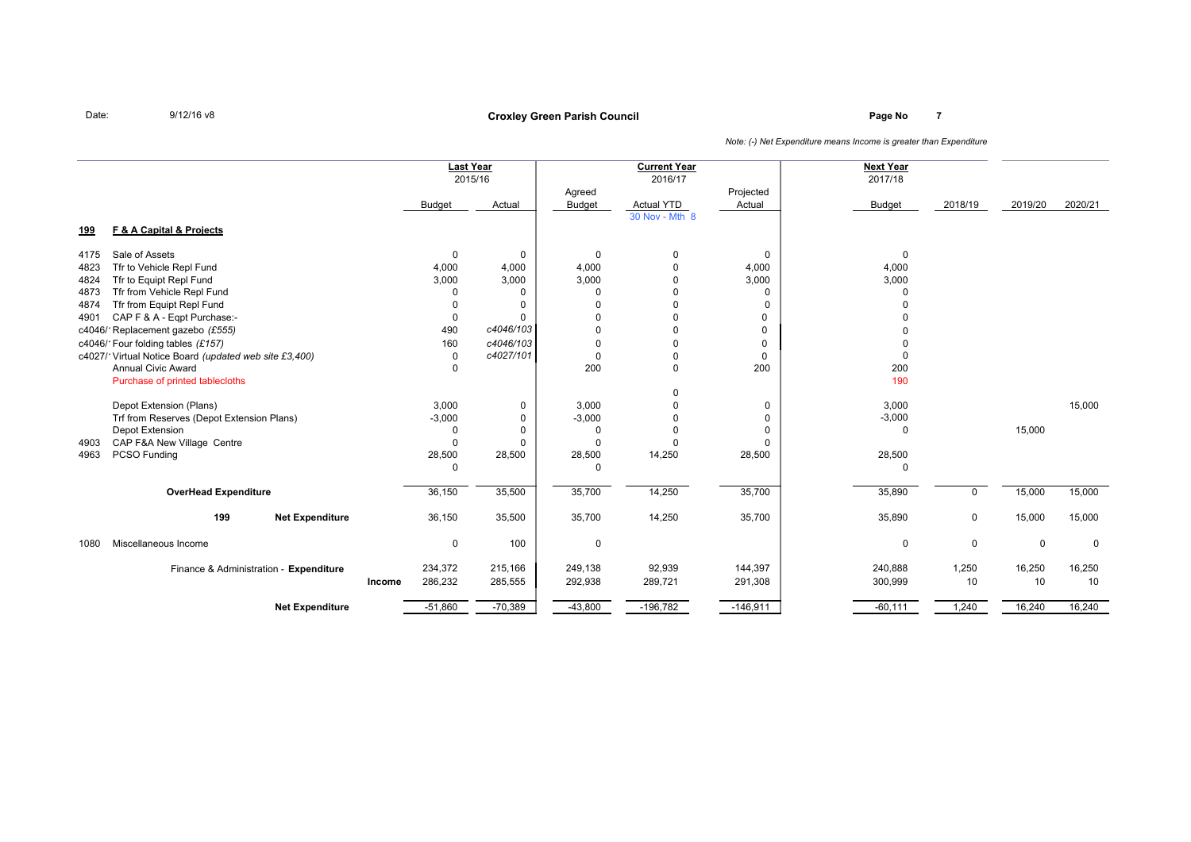Date: 9/12/16 v8

**Croxley Green Parish Council**

*Note: (-) Net Expenditure means Income is greater than Expenditure*

| | | Last Year 2015/16 Budget | Last Year 2015/16 Actual | Current Year 2016/17 Agreed Budget | Current Year 2016/17 Actual YTD (30 Nov - Mth 8) | Current Year 2016/17 Projected Actual | Next Year 2017/18 Budget | 2018/19 | 2019/20 | 2020/21 |
|---|---|---|---|---|---|---|---|---|---|---|
| **199** | **F & A Capital & Projects** | | | | | | | | | |
| 4175 | Sale of Assets | 0 | 0 | 0 | 0 | 0 | 0 | | | |
| 4823 | Tfr to Vehicle Repl Fund | 4,000 | 4,000 | 4,000 | 0 | 4,000 | 4,000 | | | |
| 4824 | Tfr to Equipt Repl Fund | 3,000 | 3,000 | 3,000 | 0 | 3,000 | 3,000 | | | |
| 4873 | Tfr from Vehicle Repl Fund | 0 | 0 | 0 | 0 | 0 | 0 | | | |
| 4874 | Tfr from Equipt Repl Fund | 0 | 0 | 0 | 0 | 0 | 0 | | | |
| 4901 | CAP F & A - Eqpt Purchase:- | 0 | 0 | 0 | 0 | 0 | 0 | | | |
| | c4046/' Replacement gazebo *(£555)* | 490 | *c4046/103* | 0 | 0 | 0 | 0 | | | |
| | c4046/' Four folding tables *(£157)* | 160 | *c4046/103* | 0 | 0 | 0 | 0 | | | |
| | c4027/' Virtual Notice Board *(updated web site £3,400)* | 0 | *c4027/101* | 0 | 0 | 0 | 0 | | | |
| | Annual Civic Award | 0 | | 200 | 0 | 200 | 200 | | | |
| | Purchase of printed tablecloths | | | | | | 190 | | | |
| | | | | | 0 | | | | | |
| | Depot Extension (Plans) | 3,000 | 0 | 3,000 | 0 | 0 | 3,000 | | | 15,000 |
| | Trf from Reserves (Depot Extension Plans) | -3,000 | 0 | -3,000 | 0 | 0 | -3,000 | | | |
| | Depot Extension | 0 | 0 | 0 | 0 | 0 | 0 | | 15,000 | |
| 4903 | CAP F&A New Village Centre | 0 | 0 | 0 | 0 | 0 | | | | |
| 4963 | PCSO Funding | 28,500 | 28,500 | 28,500 | 14,250 | 28,500 | 28,500 | | | |
| | | 0 | | 0 | | | 0 | | | |
| | **OverHead Expenditure** | 36,150 | 35,500 | 35,700 | 14,250 | 35,700 | 35,890 | 0 | 15,000 | 15,000 |
| | **199 Net Expenditure** | 36,150 | 35,500 | 35,700 | 14,250 | 35,700 | 35,890 | 0 | 15,000 | 15,000 |
| 1080 | Miscellaneous Income | 0 | 100 | 0 | | | 0 | 0 | 0 | 0 |
| | Finance & Administration - **Expenditure** | 234,372 | 215,166 | 249,138 | 92,939 | 144,397 | 240,888 | 1,250 | 16,250 | 16,250 |
| | **Income** | 286,232 | 285,555 | 292,938 | 289,721 | 291,308 | 300,999 | 10 | 10 | 10 |
| | **Net Expenditure** | -51,860 | -70,389 | -43,800 | -196,782 | -146,911 | -60,111 | 1,240 | 16,240 | 16,240 |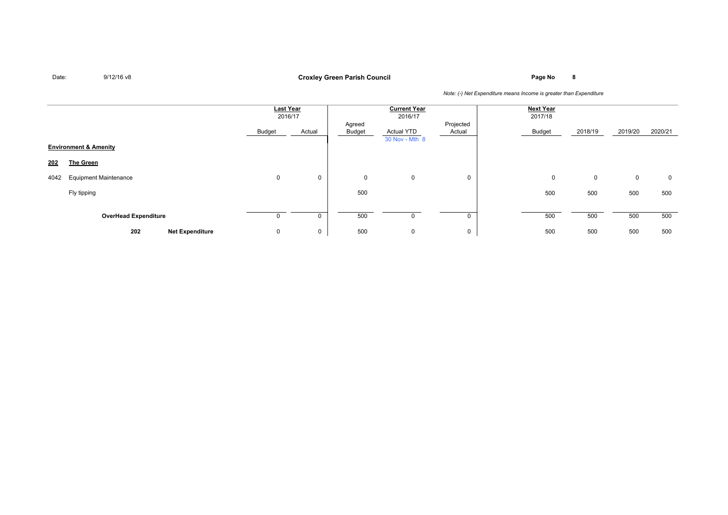Date: 9/12/16 v8

**Croxley Green Parish Council**

*Note: (-) Net Expenditure means Income is greater than Expenditure*

| | | Last Year 2016/17 | | Current Year 2016/17 | | | Next Year 2017/18 | | | |
|---|---|---|---|---|---|---|---|---|---|---|
| | | Budget | Actual | Agreed Budget | Actual YTD 30 Nov - Mth 8 | Projected Actual | Budget | 2018/19 | 2019/20 | 2020/21 |
| **Environment & Amenity** | | | | | | | | | | |
| **202** | **The Green** | | | | | | | | | |
| 4042 | Equipment Maintenance | 0 | 0 | 0 | 0 | 0 | 0 | 0 | 0 | 0 |
| | Fly tipping | | | 500 | | | 500 | 500 | 500 | 500 |
| | **OverHead Expenditure** | 0 | 0 | 500 | 0 | 0 | 500 | 500 | 500 | 500 |
| 202 | **Net Expenditure** | 0 | 0 | 500 | 0 | 0 | 500 | 500 | 500 | 500 |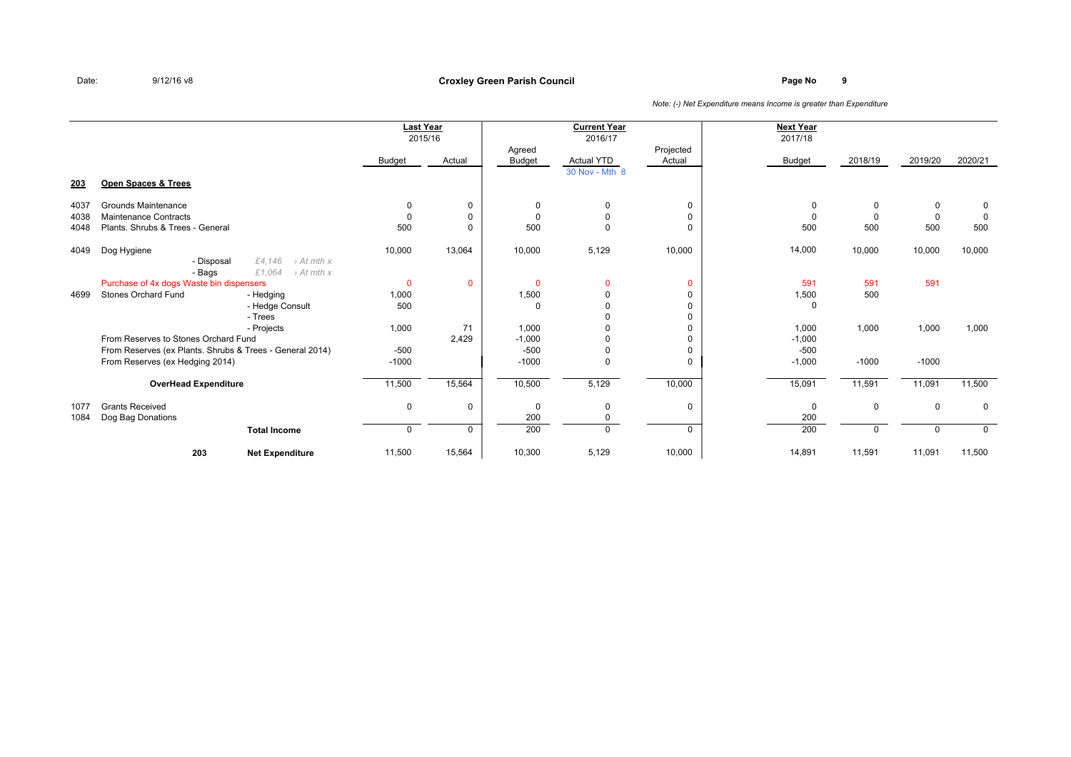Date: 9/12/16 v8

**Croxley Green Parish Council**

*Note: (-) Net Expenditure means Income is greater than Expenditure*

| | | | Last Year 2015/16 | | Current Year 2016/17 | | | Next Year 2017/18 | | | |
|---|---|---|---|---|---|---|---|---|---|---|---|
| | | | Budget | Actual | Agreed Budget | Actual YTD 30 Nov - Mth 8 | Projected Actual | Budget | 2018/19 | 2019/20 | 2020/21 |
| **203** | **Open Spaces & Trees** | | | | | | | | | | |
| 4037 | Grounds Maintenance | | 0 | 0 | 0 | 0 | 0 | 0 | 0 | 0 | 0 |
| 4038 | Maintenance Contracts | | 0 | 0 | 0 | 0 | 0 | 0 | 0 | 0 | 0 |
| 4048 | Plants. Shrubs & Trees - General | | 500 | 0 | 500 | 0 | 0 | 500 | 500 | 500 | 500 |
| 4049 | Dog Hygiene | | 10,000 | 13,064 | 10,000 | 5,129 | 10,000 | 14,000 | 10,000 | 10,000 | 10,000 |
| | - Disposal | *£4,146 › At mth x* | | | | | | | | | |
| | - Bags | *£1,064 › At mth x* | | | | | | | | | |
| | Purchase of 4x dogs Waste bin dispensers | | 0 | 0 | 0 | 0 | 0 | 591 | 591 | 591 | |
| 4699 | Stones Orchard Fund | - Hedging | 1,000 | | 1,500 | 0 | 0 | 1,500 | 500 | | |
| | | - Hedge Consult | 500 | | 0 | 0 | 0 | 0 | | | |
| | | - Trees | | | | 0 | 0 | | | | |
| | | - Projects | 1,000 | 71 | 1,000 | 0 | 0 | 1,000 | 1,000 | 1,000 | 1,000 |
| | From Reserves to Stones Orchard Fund | | | 2,429 | -1,000 | 0 | 0 | -1,000 | | | |
| | From Reserves (ex Plants. Shrubs & Trees - General 2014) | | -500 | | -500 | 0 | 0 | -500 | | | |
| | From Reserves (ex Hedging 2014) | | -1000 | | -1000 | 0 | 0 | -1,000 | -1000 | -1000 | |
| | **OverHead Expenditure** | | 11,500 | 15,564 | 10,500 | 5,129 | 10,000 | 15,091 | 11,591 | 11,091 | 11,500 |
| 1077 | Grants Received | | 0 | 0 | 0 | 0 | 0 | 0 | 0 | 0 | 0 |
| 1084 | Dog Bag Donations | | | | 200 | 0 | | 200 | | | |
| | | **Total Income** | 0 | 0 | 200 | 0 | 0 | 200 | 0 | 0 | 0 |
| | 203 | **Net Expenditure** | 11,500 | 15,564 | 10,300 | 5,129 | 10,000 | 14,891 | 11,591 | 11,091 | 11,500 |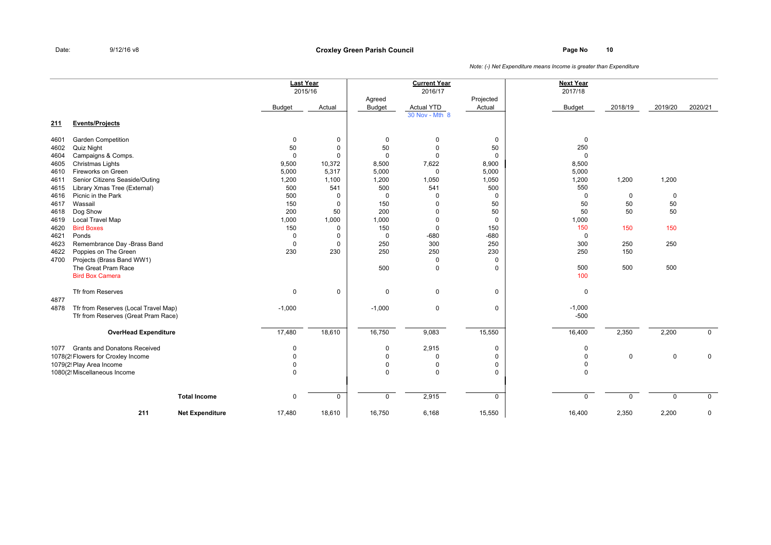Date: 9/12/16 v8

**Croxley Green Parish Council**

*Note: (-) Net Expenditure means Income is greater than Expenditure*

| | | Last Year 2015/16 | | Current Year 2016/17 | | | Next Year 2017/18 | | | |
|---|---|---|---|---|---|---|---|---|---|---|
| | | Budget | Actual | Agreed Budget | Actual YTD 30 Nov - Mth 8 | Projected Actual | Budget | 2018/19 | 2019/20 | 2020/21 |
| **211** | **Events/Projects** | | | | | | | | | |
| 4601 | Garden Competition | 0 | 0 | 0 | 0 | 0 | 0 | | | |
| 4602 | Quiz Night | 50 | 0 | 50 | 0 | 50 | 250 | | | |
| 4604 | Campaigns & Comps. | 0 | 0 | 0 | 0 | 0 | 0 | | | |
| 4605 | Christmas Lights | 9,500 | 10,372 | 8,500 | 7,622 | 8,900 | 8,500 | | | |
| 4610 | Fireworks on Green | 5,000 | 5,317 | 5,000 | 0 | 5,000 | 5,000 | | | |
| 4611 | Senior Citizens Seaside/Outing | 1,200 | 1,100 | 1,200 | 1,050 | 1,050 | 1,200 | 1,200 | 1,200 | |
| 4615 | Library Xmas Tree (External) | 500 | 541 | 500 | 541 | 500 | 550 | | | |
| 4616 | Picnic in the Park | 500 | 0 | 0 | 0 | 0 | 0 | 0 | 0 | |
| 4617 | Wassail | 150 | 0 | 150 | 0 | 50 | 50 | 50 | 50 | |
| 4618 | Dog Show | 200 | 50 | 200 | 0 | 50 | 50 | 50 | 50 | |
| 4619 | Local Travel Map | 1,000 | 1,000 | 1,000 | 0 | 0 | 1,000 | | | |
| 4620 | Bird Boxes | 150 | 0 | 150 | 0 | 150 | 150 | 150 | 150 | |
| 4621 | Ponds | 0 | 0 | 0 | -680 | -680 | 0 | | | |
| 4623 | Remembrance Day -Brass Band | 0 | 0 | 250 | 300 | 250 | 300 | 250 | 250 | |
| 4622 | Poppies on The Green | 230 | 230 | 250 | 250 | 230 | 250 | 150 | | |
| 4700 | Projects (Brass Band WW1) | | | | 0 | 0 | | | | |
| | The Great Pram Race | | | 500 | 0 | 0 | 500 | 500 | 500 | |
| | Bird Box Camera | | | | | | 100 | | | |
| | Tfr from Reserves | 0 | 0 | 0 | 0 | 0 | 0 | | | |
| 4877 | | | | | | | | | | |
| 4878 | Tfr from Reserves (Local Travel Map) | -1,000 | | -1,000 | 0 | 0 | -1,000 | | | |
| | Tfr from Reserves (Great Pram Race) | | | | | | -500 | | | |
| | **OverHead Expenditure** | 17,480 | 18,610 | 16,750 | 9,083 | 15,550 | 16,400 | 2,350 | 2,200 | 0 |
| 1077 | Grants and Donatons Received | 0 | | 0 | 2,915 | 0 | 0 | | | |
| 1078(2 | Flowers for Croxley Income | 0 | | 0 | 0 | 0 | 0 | 0 | 0 | 0 |
| 1079(2 | Play Area Income | 0 | | 0 | 0 | 0 | 0 | | | |
| 1080(2 | Miscellaneous Income | 0 | | 0 | 0 | 0 | 0 | | | |
| | **Total Income** | 0 | 0 | 0 | 2,915 | 0 | 0 | 0 | 0 | 0 |
| **211** | **Net Expenditure** | 17,480 | 18,610 | 16,750 | 6,168 | 15,550 | 16,400 | 2,350 | 2,200 | 0 |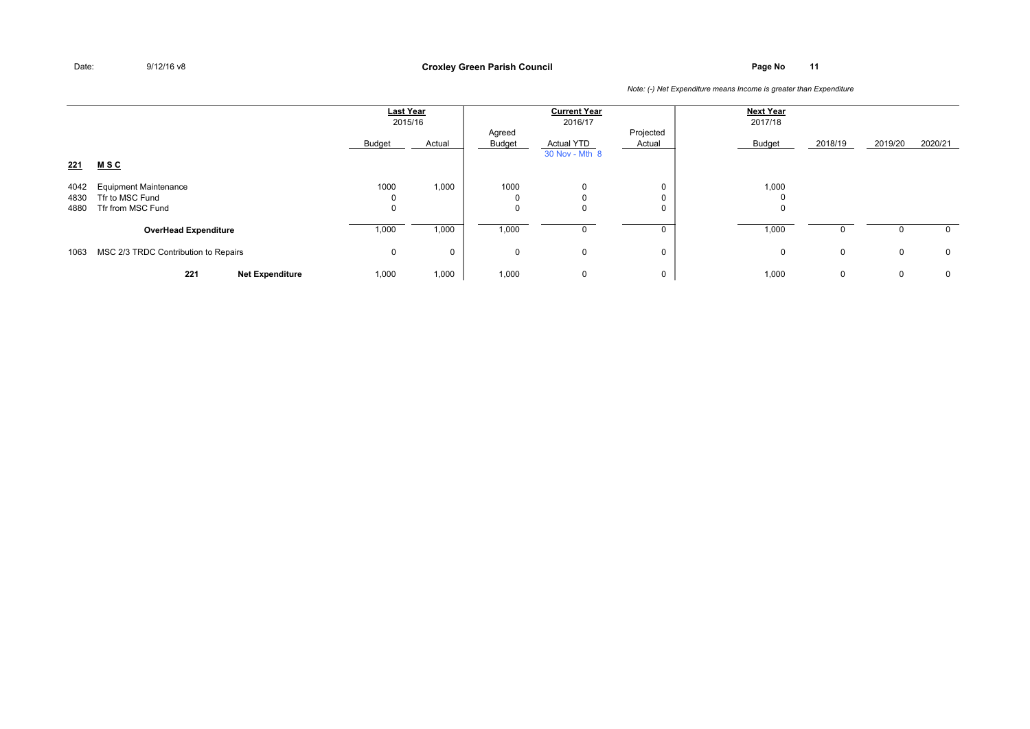Date: 9/12/16 v8

**Croxley Green Parish Council**

*Note: (-) Net Expenditure means Income is greater than Expenditure*

| | | Last Year 2015/16 | | Current Year 2016/17 | | | Next Year 2017/18 | | | |
|---|---|---|---|---|---|---|---|---|---|---|
| | | Budget | Actual | Agreed Budget | Actual YTD 30 Nov - Mth 8 | Projected Actual | Budget | 2018/19 | 2019/20 | 2020/21 |
| **221** | **M S C** | | | | | | | | | |
| 4042 | Equipment Maintenance | 1000 | 1,000 | 1000 | 0 | 0 | 1,000 | | | |
| 4830 | Tfr to MSC Fund | 0 | | 0 | 0 | 0 | 0 | | | |
| 4880 | Tfr from MSC Fund | 0 | | 0 | 0 | 0 | 0 | | | |
| | **OverHead Expenditure** | 1,000 | 1,000 | 1,000 | 0 | 0 | 1,000 | 0 | 0 | 0 |
| 1063 | MSC 2/3 TRDC Contribution to Repairs | 0 | 0 | 0 | 0 | 0 | 0 | 0 | 0 | 0 |
| | **221 Net Expenditure** | 1,000 | 1,000 | 1,000 | 0 | 0 | 1,000 | 0 | 0 | 0 |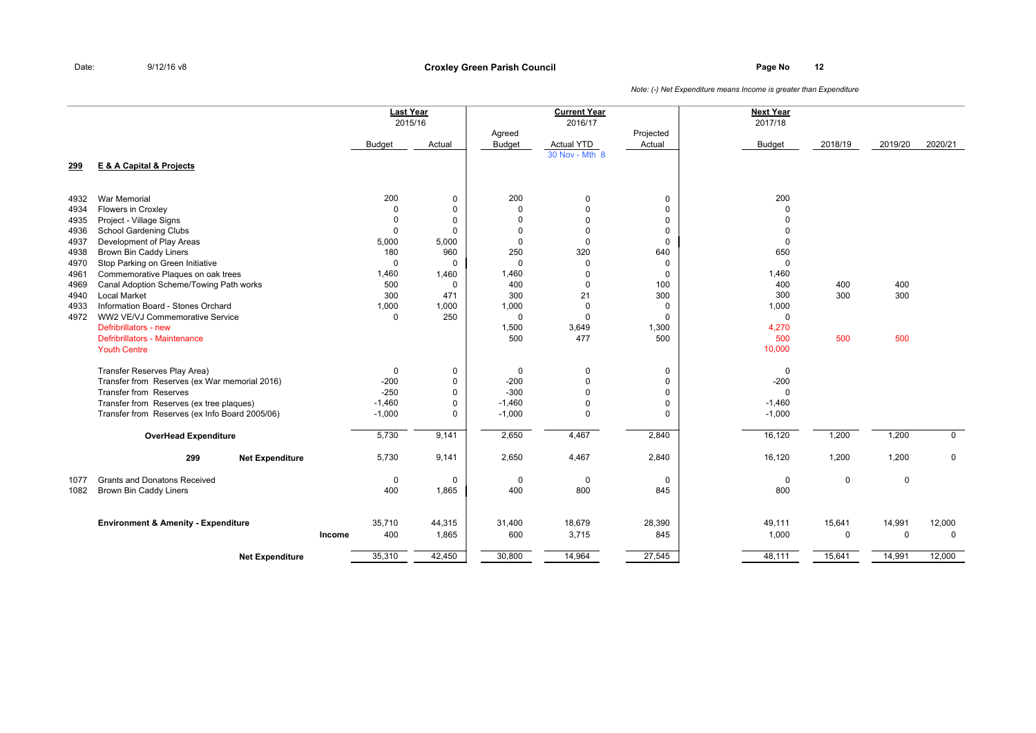Date: 9/12/16 v8

# Croxley Green Parish Council

*Note: (-) Net Expenditure means Income is greater than Expenditure*

| | | Last Year 2015/16 | | Current Year 2016/17 | | | Next Year 2017/18 | | | |
|---|---|---|---|---|---|---|---|---|---|---|
| | | Budget | Actual | Agreed Budget | Actual YTD 30 Nov - Mth 8 | Projected Actual | Budget | 2018/19 | 2019/20 | 2020/21 |
| **299** | **E & A Capital & Projects** | | | | | | | | | |
| 4932 | War Memorial | 200 | 0 | 200 | 0 | 0 | 200 | | | |
| 4934 | Flowers in Croxley | 0 | 0 | 0 | 0 | 0 | 0 | | | |
| 4935 | Project - Village Signs | 0 | 0 | 0 | 0 | 0 | 0 | | | |
| 4936 | School Gardening Clubs | 0 | 0 | 0 | 0 | 0 | 0 | | | |
| 4937 | Development of Play Areas | 5,000 | 5,000 | 0 | 0 | 0 | 0 | | | |
| 4938 | Brown Bin Caddy Liners | 180 | 960 | 250 | 320 | 640 | 650 | | | |
| 4970 | Stop Parking on Green Initiative | 0 | 0 | 0 | 0 | 0 | 0 | | | |
| 4961 | Commemorative Plaques on oak trees | 1,460 | 1,460 | 1,460 | 0 | 0 | 1,460 | | | |
| 4969 | Canal Adoption Scheme/Towing Path works | 500 | 0 | 400 | 0 | 100 | 400 | 400 | 400 | |
| 4940 | Local Market | 300 | 471 | 300 | 21 | 300 | 300 | 300 | 300 | |
| 4933 | Information Board - Stones Orchard | 1,000 | 1,000 | 1,000 | 0 | 0 | 1,000 | | | |
| 4972 | WW2 VE/VJ Commemorative Service | 0 | 250 | 0 | 0 | 0 | 0 | | | |
| | Defribrillators - new | | | 1,500 | 3,649 | 1,300 | 4,270 | | | |
| | Defribrillators - Maintenance | | | 500 | 477 | 500 | 500 | 500 | 500 | |
| | Youth Centre | | | | | | 10,000 | | | |
| | Transfer Reserves Play Area) | 0 | 0 | 0 | 0 | 0 | 0 | | | |
| | Transfer from Reserves (ex War memorial 2016) | -200 | 0 | -200 | 0 | 0 | -200 | | | |
| | Transfer from Reserves | -250 | 0 | -300 | 0 | 0 | 0 | | | |
| | Transfer from Reserves (ex tree plaques) | -1,460 | 0 | -1,460 | 0 | 0 | -1,460 | | | |
| | Transfer from Reserves (ex Info Board 2005/06) | -1,000 | 0 | -1,000 | 0 | 0 | -1,000 | | | |
| | **OverHead Expenditure** | 5,730 | 9,141 | 2,650 | 4,467 | 2,840 | 16,120 | 1,200 | 1,200 | 0 |
| | **299 Net Expenditure** | 5,730 | 9,141 | 2,650 | 4,467 | 2,840 | 16,120 | 1,200 | 1,200 | 0 |
| 1077 | Grants and Donatons Received | 0 | 0 | 0 | 0 | 0 | 0 | 0 | 0 | |
| 1082 | Brown Bin Caddy Liners | 400 | 1,865 | 400 | 800 | 845 | 800 | | | |
| | **Environment & Amenity - Expenditure** | 35,710 | 44,315 | 31,400 | 18,679 | 28,390 | 49,111 | 15,641 | 14,991 | 12,000 |
| | **Income** | 400 | 1,865 | 600 | 3,715 | 845 | 1,000 | 0 | 0 | 0 |
| | **Net Expenditure** | 35,310 | 42,450 | 30,800 | 14,964 | 27,545 | 48,111 | 15,641 | 14,991 | 12,000 |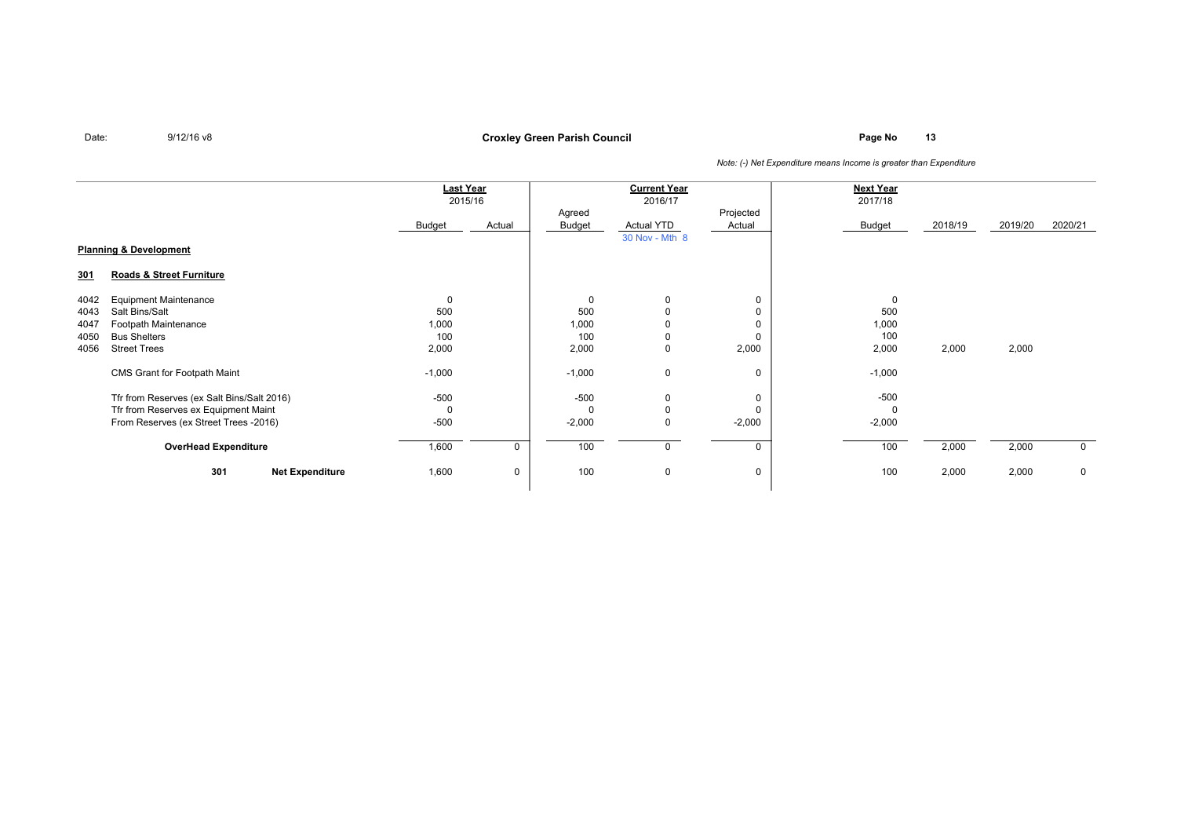Date: 9/12/16 v8

**Croxley Green Parish Council**

*Note: (-) Net Expenditure means Income is greater than Expenditure*

| | | Last Year 2015/16 | | Current Year 2016/17 | | | Next Year 2017/18 | | | |
|---|---|---|---|---|---|---|---|---|---|---|
| | | Budget | Actual | Agreed Budget | Actual YTD 30 Nov - Mth 8 | Projected Actual | Budget | 2018/19 | 2019/20 | 2020/21 |
| **Planning & Development** | | | | | | | | | | |
| **301** | **Roads & Street Furniture** | | | | | | | | | |
| 4042 | Equipment Maintenance | 0 | | 0 | 0 | 0 | 0 | | | |
| 4043 | Salt Bins/Salt | 500 | | 500 | 0 | 0 | 500 | | | |
| 4047 | Footpath Maintenance | 1,000 | | 1,000 | 0 | 0 | 1,000 | | | |
| 4050 | Bus Shelters | 100 | | 100 | 0 | 0 | 100 | | | |
| 4056 | Street Trees | 2,000 | | 2,000 | 0 | 2,000 | 2,000 | 2,000 | 2,000 | |
| | CMS Grant for Footpath Maint | -1,000 | | -1,000 | 0 | 0 | -1,000 | | | |
| | Tfr from Reserves (ex Salt Bins/Salt 2016) | -500 | | -500 | 0 | 0 | -500 | | | |
| | Tfr from Reserves ex Equipment Maint | 0 | | 0 | 0 | 0 | 0 | | | |
| | From Reserves (ex Street Trees -2016) | -500 | | -2,000 | 0 | -2,000 | -2,000 | | | |
| | **OverHead Expenditure** | 1,600 | 0 | 100 | 0 | 0 | 100 | 2,000 | 2,000 | 0 |
| **301** | **Net Expenditure** | 1,600 | 0 | 100 | 0 | 0 | 100 | 2,000 | 2,000 | 0 |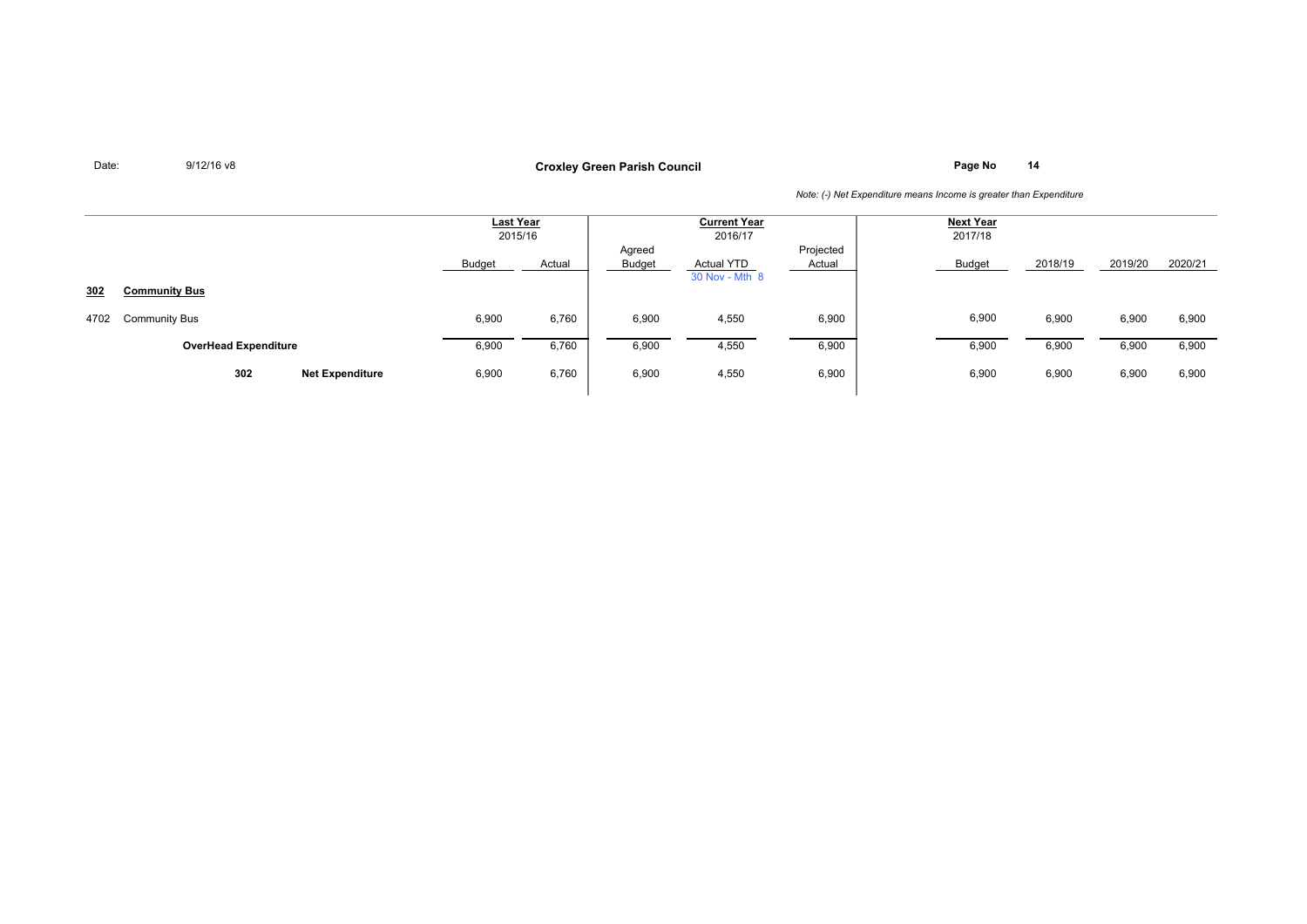Date: 9/12/16 v8

**Croxley Green Parish Council**

*Note: (-) Net Expenditure means Income is greater than Expenditure*

| | | Last Year 2015/16 | | Current Year 2016/17 | | | Next Year 2017/18 | | | |
|---|---|---|---|---|---|---|---|---|---|---|
| | | Budget | Actual | Agreed Budget | Actual YTD 30 Nov - Mth 8 | Projected Actual | Budget | 2018/19 | 2019/20 | 2020/21 |
| **302** | **Community Bus** | | | | | | | | | |
| 4702 | Community Bus | 6,900 | 6,760 | 6,900 | 4,550 | 6,900 | 6,900 | 6,900 | 6,900 | 6,900 |
| | **OverHead Expenditure** | 6,900 | 6,760 | 6,900 | 4,550 | 6,900 | 6,900 | 6,900 | 6,900 | 6,900 |
| **302** | **Net Expenditure** | 6,900 | 6,760 | 6,900 | 4,550 | 6,900 | 6,900 | 6,900 | 6,900 | 6,900 |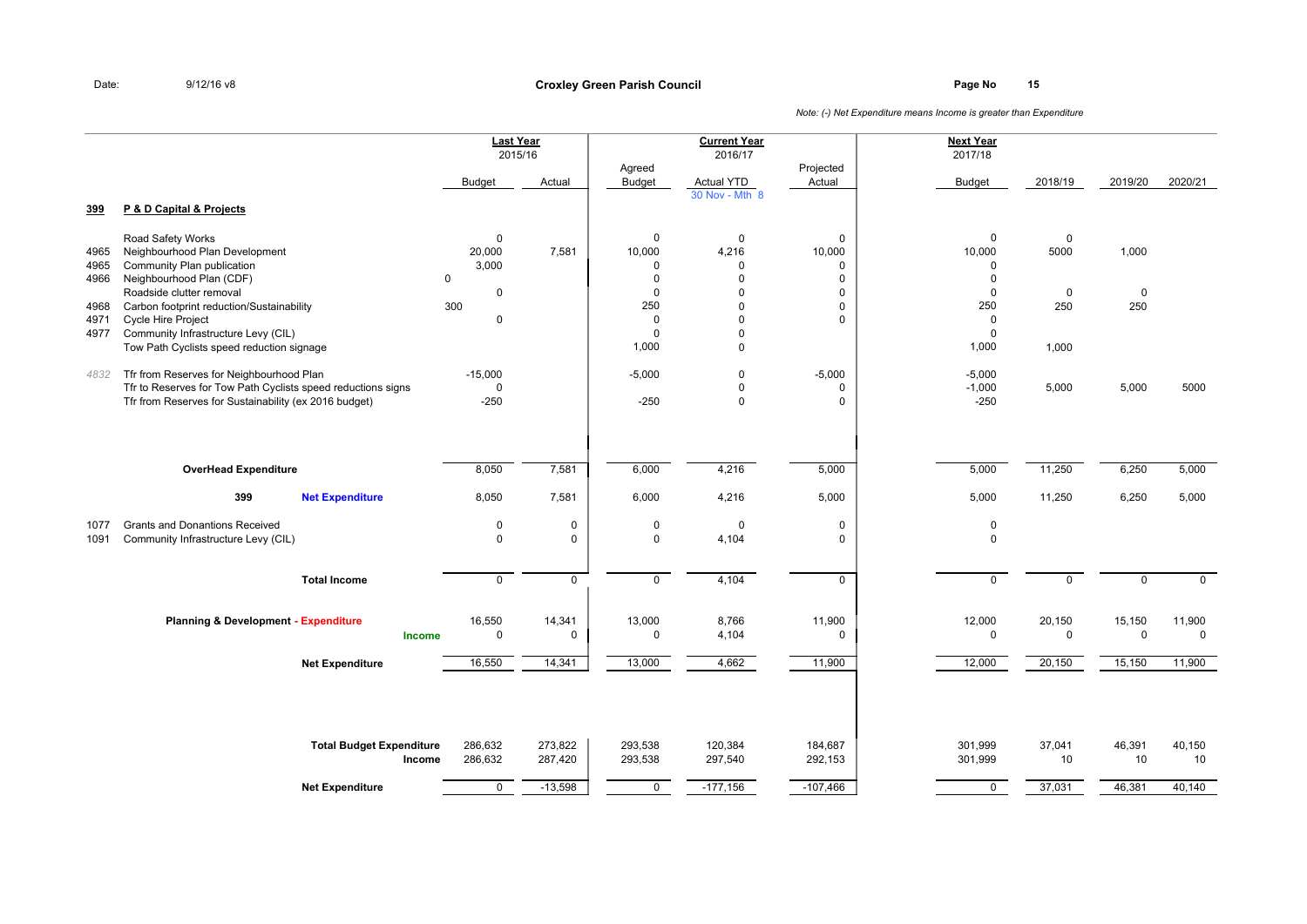**Croxley Green Parish Council**

Date: 9/12/16 v8

*Note: (-) Net Expenditure means Income is greater than Expenditure*

| | | Last Year 2015/16 | | Current Year 2016/17 | | | Next Year 2017/18 | | | |
|---|---|---|---|---|---|---|---|---|---|---|
| | | Budget | Actual | Agreed Budget | Actual YTD 30 Nov - Mth 8 | Projected Actual | Budget | 2018/19 | 2019/20 | 2020/21 |
| **399** | **P & D Capital & Projects** | | | | | | | | | |
| | Road Safety Works | 0 | | 0 | 0 | 0 | 0 | 0 | | |
| 4965 | Neighbourhood Plan Development | 20,000 | 7,581 | 10,000 | 4,216 | 10,000 | 10,000 | 5000 | 1,000 | |
| 4965 | Community Plan publication | 3,000 | | 0 | 0 | 0 | 0 | | | |
| 4966 | Neighbourhood Plan (CDF) | 0 | | 0 | 0 | 0 | 0 | | | |
| | Roadside clutter removal | 0 | | 0 | 0 | 0 | 0 | 0 | 0 | |
| 4968 | Carbon footprint reduction/Sustainability | 300 | | 250 | 0 | 0 | 250 | 250 | 250 | |
| 4971 | Cycle Hire Project | 0 | | 0 | 0 | 0 | 0 | | | |
| 4977 | Community Infrastructure Levy (CIL) | | | 0 | 0 | | 0 | | | |
| | Tow Path Cyclists speed reduction signage | | | 1,000 | 0 | | 1,000 | 1,000 | | |
| 4832 | Tfr from Reserves for Neighbourhood Plan | -15,000 | | -5,000 | 0 | -5,000 | -5,000 | | | |
| | Tfr to Reserves for Tow Path Cyclists speed reductions signs | 0 | | | 0 | 0 | -1,000 | 5,000 | 5,000 | 5000 |
| | Tfr from Reserves for Sustainability (ex 2016 budget) | -250 | | -250 | 0 | 0 | -250 | | | |
| | **OverHead Expenditure** | 8,050 | 7,581 | 6,000 | 4,216 | 5,000 | 5,000 | 11,250 | 6,250 | 5,000 |
| | **399 Net Expenditure** | 8,050 | 7,581 | 6,000 | 4,216 | 5,000 | 5,000 | 11,250 | 6,250 | 5,000 |
| 1077 | Grants and Donantions Received | 0 | 0 | 0 | 0 | 0 | 0 | | | |
| 1091 | Community Infrastructure Levy (CIL) | 0 | 0 | 0 | 4,104 | 0 | 0 | | | |
| | **Total Income** | 0 | 0 | 0 | 4,104 | 0 | 0 | 0 | 0 | 0 |
| | **Planning & Development - Expenditure** | 16,550 | 14,341 | 13,000 | 8,766 | 11,900 | 12,000 | 20,150 | 15,150 | 11,900 |
| | **Income** | 0 | 0 | 0 | 4,104 | 0 | 0 | 0 | 0 | 0 |
| | **Net Expenditure** | 16,550 | 14,341 | 13,000 | 4,662 | 11,900 | 12,000 | 20,150 | 15,150 | 11,900 |
| | **Total Budget Expenditure** | 286,632 | 273,822 | 293,538 | 120,384 | 184,687 | 301,999 | 37,041 | 46,391 | 40,150 |
| | **Income** | 286,632 | 287,420 | 293,538 | 297,540 | 292,153 | 301,999 | 10 | 10 | 10 |
| | **Net Expenditure** | 0 | -13,598 | 0 | -177,156 | -107,466 | 0 | 37,031 | 46,381 | 40,140 |